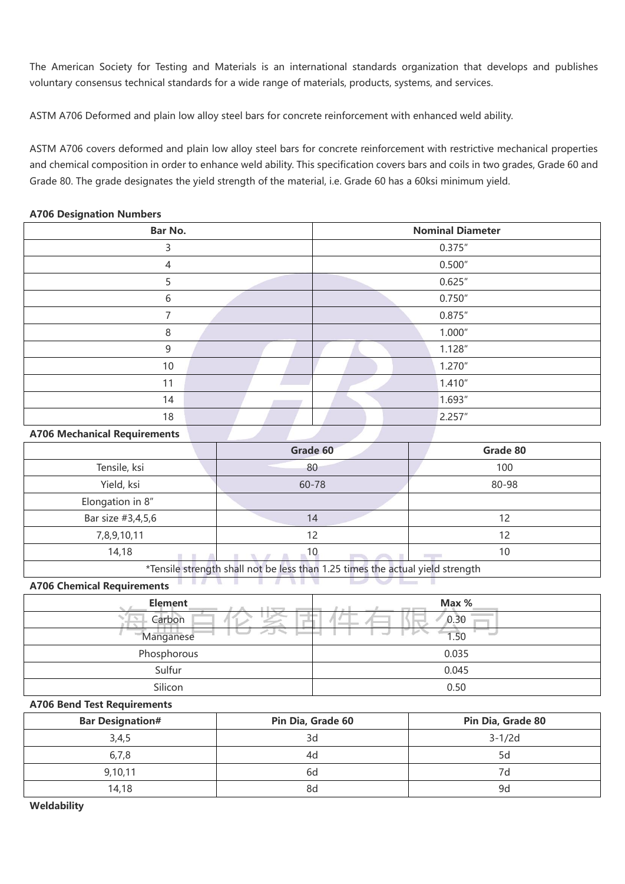The American Society for Testing and Materials is an international standards organization that develops and publishes voluntary consensus technical standards for a wide range of materials, products, systems, and services.

ASTM A706 Deformed and plain low alloy steel bars for concrete reinforcement with enhanced weld ability.

ASTM A706 covers deformed and plain low alloy steel bars for concrete reinforcement with restrictive mechanical properties and chemical composition in order to enhance weld ability. This specification covers bars and coils in two grades, Grade 60 and Grade 80. The grade designates the yield strength of the material, i.e. Grade 60 has a 60ksi minimum yield.

**A706 Designation Numbers**

| Bar No. | Nominal Diameter |
| --- | --- |
| 3 | 0.375″ |
| 4 | 0.500″ |
| 5 | 0.625″ |
| 6 | 0.750″ |
| 7 | 0.875″ |
| 8 | 1.000″ |
| 9 | 1.128″ |
| 10 | 1.270″ |
| 11 | 1.410″ |
| 14 | 1.693″ |
| 18 | 2.257″ |

**A706 Mechanical Requirements**

| | Grade 60 | Grade 80 |
| --- | --- | --- |
| Tensile, ksi | 80 | 100 |
| Yield, ksi | 60-78 | 80-98 |
| Elongation in 8″ | | |
| Bar size #3,4,5,6 | 14 | 12 |
| 7,8,9,10,11 | 12 | 12 |
| 14,18 | 10 | 10 |
| *Tensile strength shall not be less than 1.25 times the actual yield strength | | |

**A706 Chemical Requirements**

| Element | Max % |
| --- | --- |
| Carbon | 0.30 |
| Manganese | 1.50 |
| Phosphorous | 0.035 |
| Sulfur | 0.045 |
| Silicon | 0.50 |

**A706 Bend Test Requirements**

| Bar Designation# | Pin Dia, Grade 60 | Pin Dia, Grade 80 |
| --- | --- | --- |
| 3,4,5 | 3d | 3-1/2d |
| 6,7,8 | 4d | 5d |
| 9,10,11 | 6d | 7d |
| 14,18 | 8d | 9d |

**Weldability**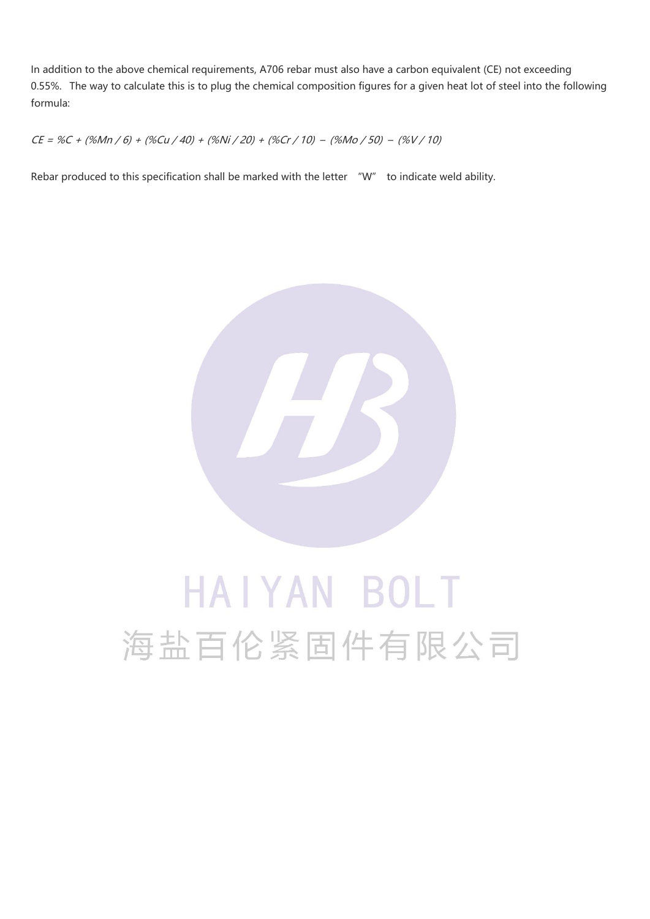In addition to the above chemical requirements, A706 rebar must also have a carbon equivalent (CE) not exceeding 0.55%. The way to calculate this is to plug the chemical composition figures for a given heat lot of steel into the following formula:

$$CE = \%C + (\%Mn / 6) + (\%Cu / 40) + (\%Ni / 20) + (\%Cr / 10) - (\%Mo / 50) - (\%V / 10)$$

Rebar produced to this specification shall be marked with the letter "W" to indicate weld ability.